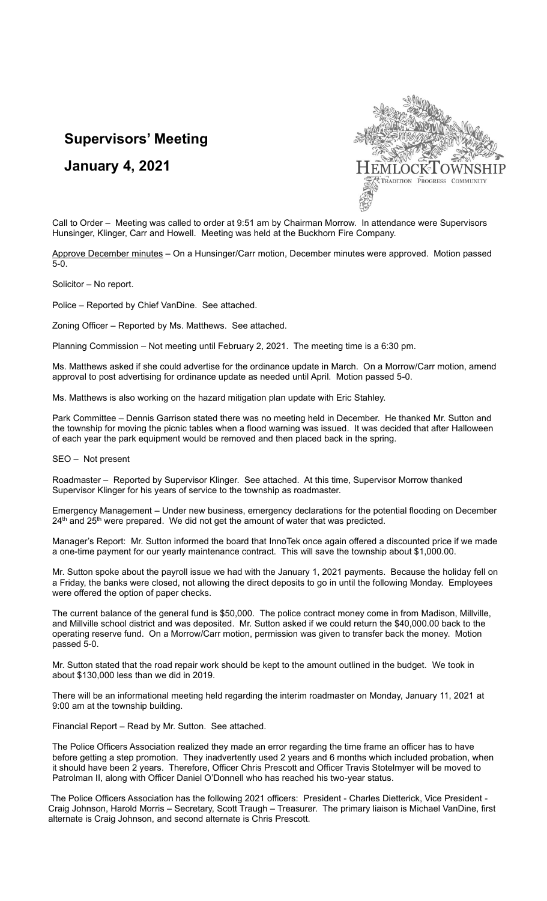# Supervisors' Meeting

## January 4, 2021

Call to Order – Meeting was called to order at 9:51 am by Chairman Morrow. In attendance were Supervisors Hunsinger, Klinger, Carr and Howell. Meeting was held at the Buckhorn Fire Company.

Approve December minutes – On a Hunsinger/Carr motion, December minutes were approved. Motion passed 5-0.

Solicitor – No report.

Police – Reported by Chief VanDine. See attached.

Zoning Officer – Reported by Ms. Matthews. See attached.

Planning Commission – Not meeting until February 2, 2021. The meeting time is a 6:30 pm.

Ms. Matthews asked if she could advertise for the ordinance update in March. On a Morrow/Carr motion, amend approval to post advertising for ordinance update as needed until April. Motion passed 5-0.

Ms. Matthews is also working on the hazard mitigation plan update with Eric Stahley.

Park Committee – Dennis Garrison stated there was no meeting held in December. He thanked Mr. Sutton and the township for moving the picnic tables when a flood warning was issued. It was decided that after Halloween of each year the park equipment would be removed and then placed back in the spring.

SEO – Not present

Roadmaster – Reported by Supervisor Klinger. See attached. At this time, Supervisor Morrow thanked Supervisor Klinger for his years of service to the township as roadmaster.

Emergency Management – Under new business, emergency declarations for the potential flooding on December 24th and 25th were prepared. We did not get the amount of water that was predicted.

Manager's Report: Mr. Sutton informed the board that InnoTek once again offered a discounted price if we made a one-time payment for our yearly maintenance contract. This will save the township about $1,000.00.

Mr. Sutton spoke about the payroll issue we had with the January 1, 2021 payments. Because the holiday fell on a Friday, the banks were closed, not allowing the direct deposits to go in until the following Monday. Employees were offered the option of paper checks.

The current balance of the general fund is $50,000. The police contract money come in from Madison, Millville, and Millville school district and was deposited. Mr. Sutton asked if we could return the $40,000.00 back to the operating reserve fund. On a Morrow/Carr motion, permission was given to transfer back the money. Motion passed 5-0.

Mr. Sutton stated that the road repair work should be kept to the amount outlined in the budget. We took in about $130,000 less than we did in 2019.

There will be an informational meeting held regarding the interim roadmaster on Monday, January 11, 2021 at 9:00 am at the township building.

Financial Report – Read by Mr. Sutton. See attached.

The Police Officers Association realized they made an error regarding the time frame an officer has to have before getting a step promotion. They inadvertently used 2 years and 6 months which included probation, when it should have been 2 years. Therefore, Officer Chris Prescott and Officer Travis Stotelmyer will be moved to Patrolman II, along with Officer Daniel O'Donnell who has reached his two-year status.

The Police Officers Association has the following 2021 officers: President - Charles Dietterick, Vice President - Craig Johnson, Harold Morris – Secretary, Scott Traugh – Treasurer. The primary liaison is Michael VanDine, first alternate is Craig Johnson, and second alternate is Chris Prescott.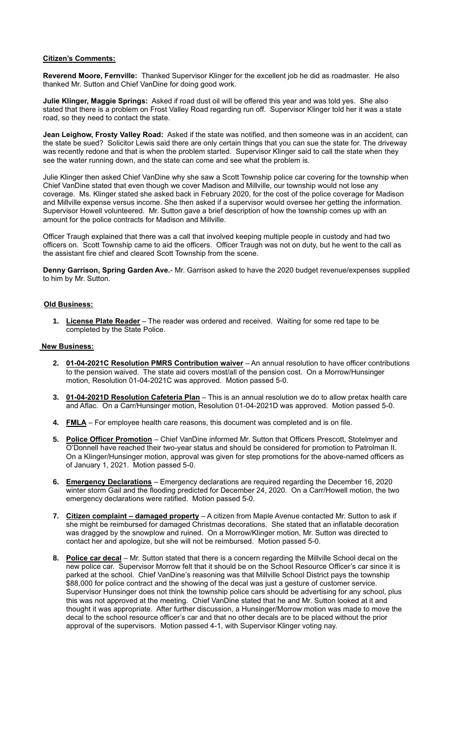**Citizen's Comments:**

**Reverend Moore, Fernville:** Thanked Supervisor Klinger for the excellent job he did as roadmaster. He also thanked Mr. Sutton and Chief VanDine for doing good work.

**Julie Klinger, Maggie Springs:** Asked if road dust oil will be offered this year and was told yes. She also stated that there is a problem on Frost Valley Road regarding run off. Supervisor Klinger told her it was a state road, so they need to contact the state.

**Jean Leighow, Frosty Valley Road:** Asked if the state was notified, and then someone was in an accident, can the state be sued? Solicitor Lewis said there are only certain things that you can sue the state for. The driveway was recently redone and that is when the problem started. Supervisor Klinger said to call the state when they see the water running down, and the state can come and see what the problem is.

Julie Klinger then asked Chief VanDine why she saw a Scott Township police car covering for the township when Chief VanDine stated that even though we cover Madison and Millville, our township would not lose any coverage. Ms. Klinger stated she asked back in February 2020, for the cost of the police coverage for Madison and Millville expense versus income. She then asked if a supervisor would oversee her getting the information. Supervisor Howell volunteered. Mr. Sutton gave a brief description of how the township comes up with an amount for the police contracts for Madison and Millville.

Officer Traugh explained that there was a call that involved keeping multiple people in custody and had two officers on. Scott Township came to aid the officers. Officer Traugh was not on duty, but he went to the call as the assistant fire chief and cleared Scott Township from the scene.

**Denny Garrison, Spring Garden Ave.**- Mr. Garrison asked to have the 2020 budget revenue/expenses supplied to him by Mr. Sutton.

**Old Business:**

1. **License Plate Reader** – The reader was ordered and received. Waiting for some red tape to be completed by the State Police.

**New Business:**

2. **01-04-2021C Resolution PMRS Contribution waiver** – An annual resolution to have officer contributions to the pension waived. The state aid covers most/all of the pension cost. On a Morrow/Hunsinger motion, Resolution 01-04-2021C was approved. Motion passed 5-0.

3. **01-04-2021D Resolution Cafeteria Plan** – This is an annual resolution we do to allow pretax health care and Aflac. On a Carr/Hunsinger motion, Resolution 01-04-2021D was approved. Motion passed 5-0.

4. **FMLA** – For employee health care reasons, this document was completed and is on file.

5. **Police Officer Promotion** – Chief VanDine informed Mr. Sutton that Officers Prescott, Stotelmyer and O'Donnell have reached their two-year status and should be considered for promotion to Patrolman II. On a Klinger/Hunsinger motion, approval was given for step promotions for the above-named officers as of January 1, 2021. Motion passed 5-0.

6. **Emergency Declarations** – Emergency declarations are required regarding the December 16, 2020 winter storm Gail and the flooding predicted for December 24, 2020. On a Carr/Howell motion, the two emergency declarations were ratified. Motion passed 5-0.

7. **Citizen complaint – damaged property** – A citizen from Maple Avenue contacted Mr. Sutton to ask if she might be reimbursed for damaged Christmas decorations. She stated that an inflatable decoration was dragged by the snowplow and ruined. On a Morrow/Klinger motion, Mr. Sutton was directed to contact her and apologize, but she will not be reimbursed. Motion passed 5-0.

8. **Police car decal** – Mr. Sutton stated that there is a concern regarding the Millville School decal on the new police car. Supervisor Morrow felt that it should be on the School Resource Officer's car since it is parked at the school. Chief VanDine's reasoning was that Millville School District pays the township $88,000 for police contract and the showing of the decal was just a gesture of customer service. Supervisor Hunsinger does not think the township police cars should be advertising for any school, plus this was not approved at the meeting. Chief VanDine stated that he and Mr. Sutton looked at it and thought it was appropriate. After further discussion, a Hunsinger/Morrow motion was made to move the decal to the school resource officer's car and that no other decals are to be placed without the prior approval of the supervisors. Motion passed 4-1, with Supervisor Klinger voting nay.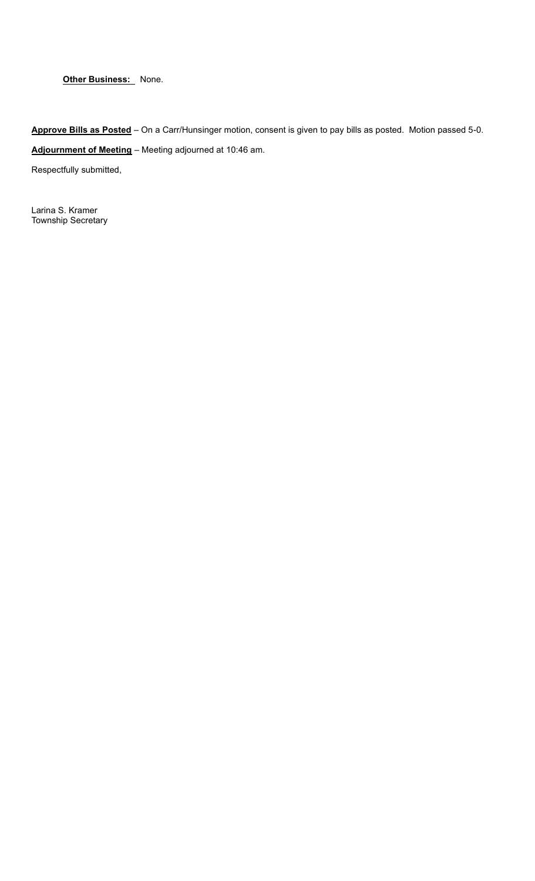**Other Business:** None.

**Approve Bills as Posted** – On a Carr/Hunsinger motion, consent is given to pay bills as posted. Motion passed 5-0.

**Adjournment of Meeting** – Meeting adjourned at 10:46 am.

Respectfully submitted,

Larina S. Kramer
Township Secretary